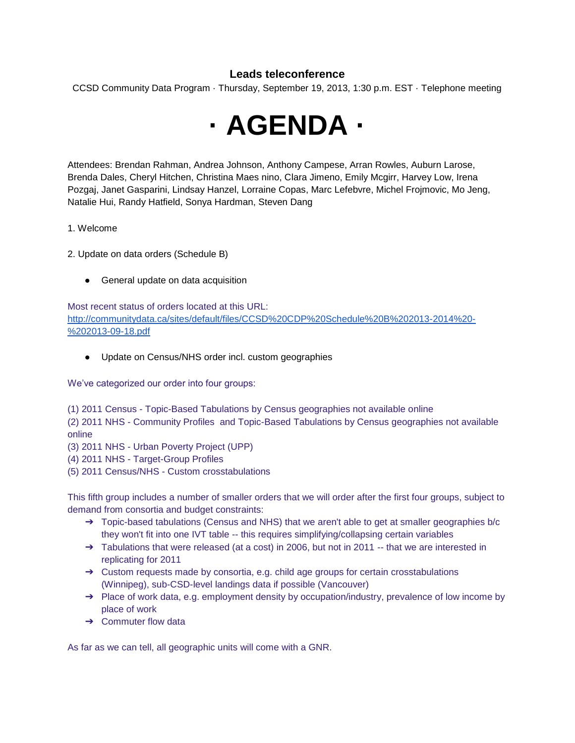**Leads teleconference**

CCSD Community Data Program · Thursday, September 19, 2013, 1:30 p.m. EST · Telephone meeting

# · AGENDA ·

Attendees: Brendan Rahman, Andrea Johnson, Anthony Campese, Arran Rowles, Auburn Larose, Brenda Dales, Cheryl Hitchen, Christina Maes nino, Clara Jimeno, Emily Mcgirr, Harvey Low, Irena Pozgaj, Janet Gasparini, Lindsay Hanzel, Lorraine Copas, Marc Lefebvre, Michel Frojmovic, Mo Jeng, Natalie Hui, Randy Hatfield, Sonya Hardman, Steven Dang

1. Welcome

2. Update on data orders (Schedule B)

- General update on data acquisition

Most recent status of orders located at this URL: http://communitydata.ca/sites/default/files/CCSD%20CDP%20Schedule%20B%202013-2014%20-%202013-09-18.pdf

- Update on Census/NHS order incl. custom geographies

We've categorized our order into four groups:

(1) 2011 Census - Topic-Based Tabulations by Census geographies not available online
(2) 2011 NHS - Community Profiles and Topic-Based Tabulations by Census geographies not available online
(3) 2011 NHS - Urban Poverty Project (UPP)
(4) 2011 NHS - Target-Group Profiles
(5) 2011 Census/NHS - Custom crosstabulations

This fifth group includes a number of smaller orders that we will order after the first four groups, subject to demand from consortia and budget constraints:

- ➔ Topic-based tabulations (Census and NHS) that we aren't able to get at smaller geographies b/c they won't fit into one IVT table -- this requires simplifying/collapsing certain variables
- ➔ Tabulations that were released (at a cost) in 2006, but not in 2011 -- that we are interested in replicating for 2011
- ➔ Custom requests made by consortia, e.g. child age groups for certain crosstabulations (Winnipeg), sub-CSD-level landings data if possible (Vancouver)
- ➔ Place of work data, e.g. employment density by occupation/industry, prevalence of low income by place of work
- ➔ Commuter flow data

As far as we can tell, all geographic units will come with a GNR.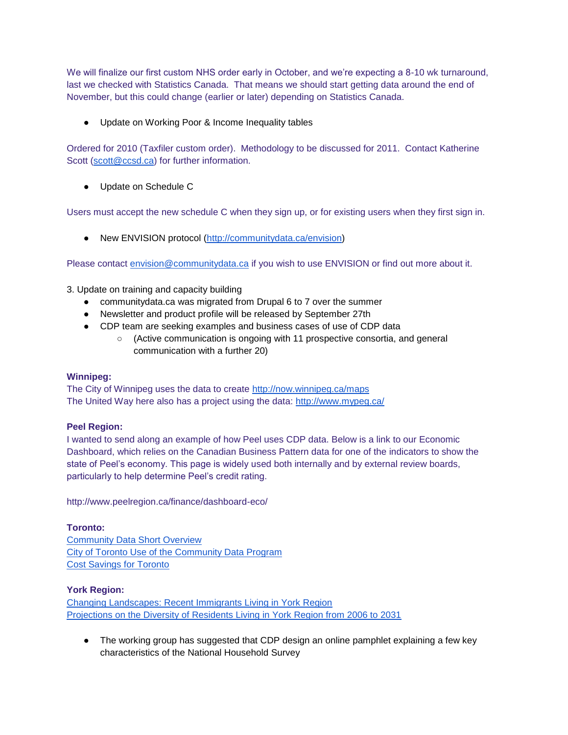We will finalize our first custom NHS order early in October, and we're expecting a 8-10 wk turnaround, last we checked with Statistics Canada. That means we should start getting data around the end of November, but this could change (earlier or later) depending on Statistics Canada.

- Update on Working Poor & Income Inequality tables

Ordered for 2010 (Taxfiler custom order). Methodology to be discussed for 2011. Contact Katherine Scott ([scott@ccsd.ca](mailto:scott@ccsd.ca)) for further information.

- Update on Schedule C

Users must accept the new schedule C when they sign up, or for existing users when they first sign in.

- New ENVISION protocol ([http://communitydata.ca/envision](http://communitydata.ca/envision))

Please contact [envision@communitydata.ca](mailto:envision@communitydata.ca) if you wish to use ENVISION or find out more about it.

3. Update on training and capacity building
   - communitydata.ca was migrated from Drupal 6 to 7 over the summer
   - Newsletter and product profile will be released by September 27th
   - CDP team are seeking examples and business cases of use of CDP data
     - (Active communication is ongoing with 11 prospective consortia, and general communication with a further 20)

**Winnipeg:**
The City of Winnipeg uses the data to create [http://now.winnipeg.ca/maps](http://now.winnipeg.ca/maps)
The United Way here also has a project using the data: [http://www.mypeg.ca/](http://www.mypeg.ca/)

**Peel Region:**
I wanted to send along an example of how Peel uses CDP data. Below is a link to our Economic Dashboard, which relies on the Canadian Business Pattern data for one of the indicators to show the state of Peel's economy. This page is widely used both internally and by external review boards, particularly to help determine Peel's credit rating.

http://www.peelregion.ca/finance/dashboard-eco/

**Toronto:**
Community Data Short Overview
City of Toronto Use of the Community Data Program
Cost Savings for Toronto

**York Region:**
Changing Landscapes: Recent Immigrants Living in York Region
Projections on the Diversity of Residents Living in York Region from 2006 to 2031

- The working group has suggested that CDP design an online pamphlet explaining a few key characteristics of the National Household Survey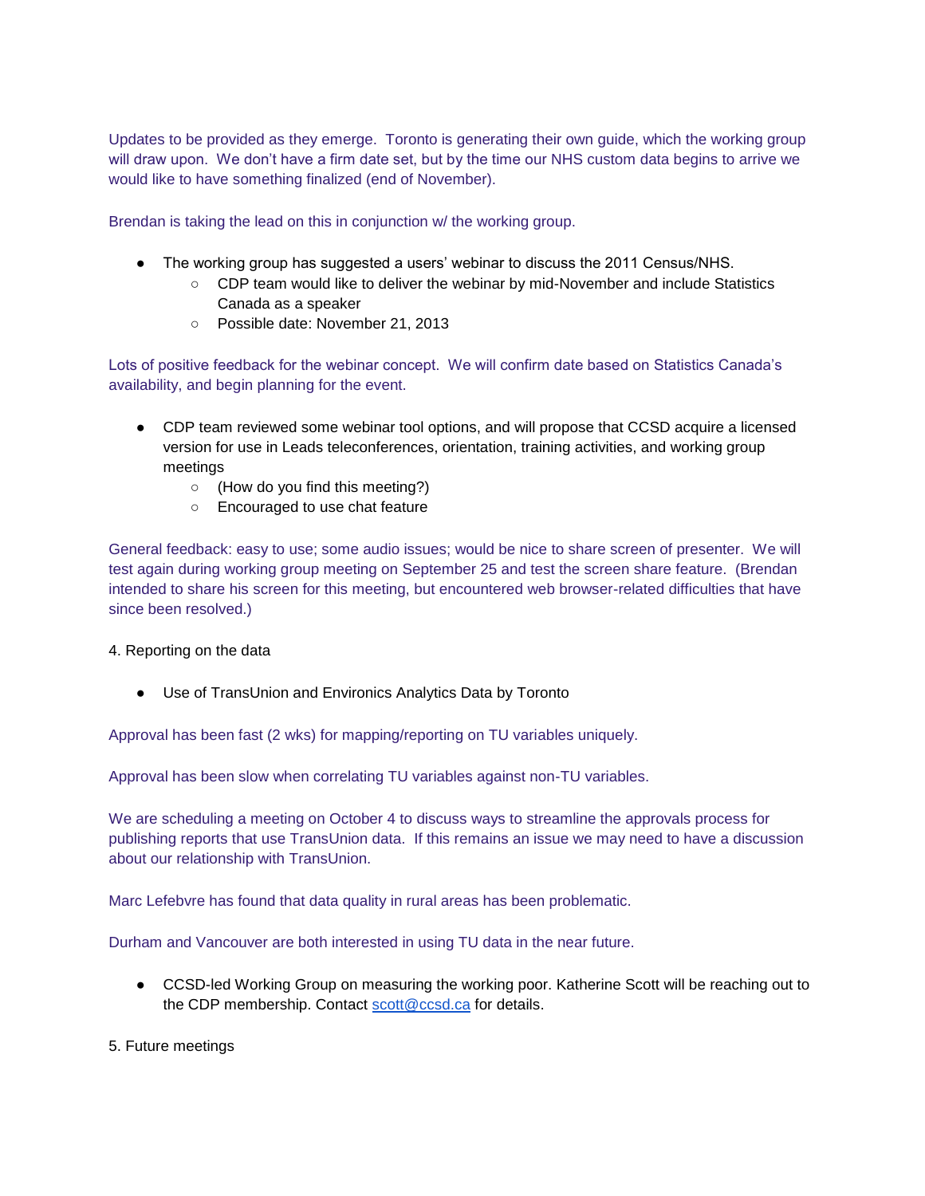Updates to be provided as they emerge. Toronto is generating their own guide, which the working group will draw upon. We don't have a firm date set, but by the time our NHS custom data begins to arrive we would like to have something finalized (end of November).

Brendan is taking the lead on this in conjunction w/ the working group.

- The working group has suggested a users' webinar to discuss the 2011 Census/NHS.
  - CDP team would like to deliver the webinar by mid-November and include Statistics Canada as a speaker
  - Possible date: November 21, 2013

Lots of positive feedback for the webinar concept. We will confirm date based on Statistics Canada's availability, and begin planning for the event.

- CDP team reviewed some webinar tool options, and will propose that CCSD acquire a licensed version for use in Leads teleconferences, orientation, training activities, and working group meetings
  - (How do you find this meeting?)
  - Encouraged to use chat feature

General feedback: easy to use; some audio issues; would be nice to share screen of presenter. We will test again during working group meeting on September 25 and test the screen share feature. (Brendan intended to share his screen for this meeting, but encountered web browser-related difficulties that have since been resolved.)

4. Reporting on the data

- Use of TransUnion and Environics Analytics Data by Toronto

Approval has been fast (2 wks) for mapping/reporting on TU variables uniquely.

Approval has been slow when correlating TU variables against non-TU variables.

We are scheduling a meeting on October 4 to discuss ways to streamline the approvals process for publishing reports that use TransUnion data. If this remains an issue we may need to have a discussion about our relationship with TransUnion.

Marc Lefebvre has found that data quality in rural areas has been problematic.

Durham and Vancouver are both interested in using TU data in the near future.

- CCSD-led Working Group on measuring the working poor. Katherine Scott will be reaching out to the CDP membership. Contact scott@ccsd.ca for details.

5. Future meetings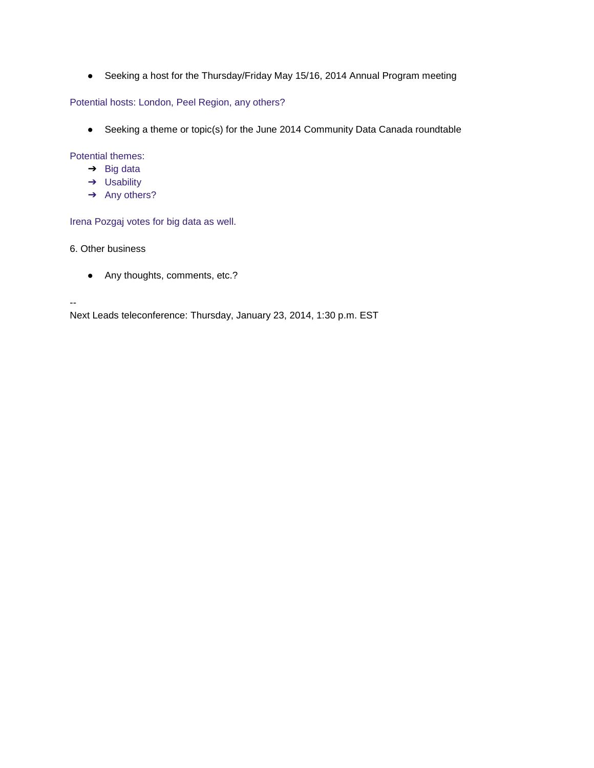- Seeking a host for the Thursday/Friday May 15/16, 2014 Annual Program meeting

Potential hosts: London, Peel Region, any others?

- Seeking a theme or topic(s) for the June 2014 Community Data Canada roundtable

Potential themes:

- ➔ Big data
- ➔ Usability
- ➔ Any others?

Irena Pozgaj votes for big data as well.

6. Other business

- Any thoughts, comments, etc.?

--
Next Leads teleconference: Thursday, January 23, 2014, 1:30 p.m. EST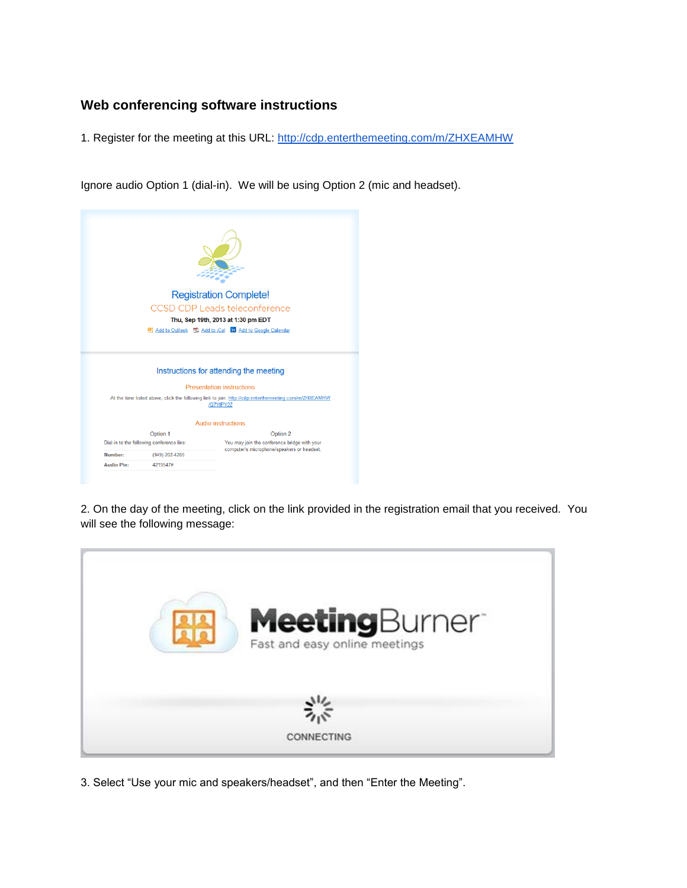## Web conferencing software instructions

1. Register for the meeting at this URL: http://cdp.enterthemeeting.com/m/ZHXEAMHW

Ignore audio Option 1 (dial-in). We will be using Option 2 (mic and headset).

Registration Complete!
CCSD CDP Leads teleconference
Thu, Sep 19th, 2013 at 1:30 pm EDT
Add to Outlook Add to iCal Add to Google Calendar

Instructions for attending the meeting

Presentation instructions

At the time listed above, click the following link to join: http://cdp.enterthemeeting.com/m/ZHXEAMHW/Q7YIPY22

Audio instructions

| Option 1 | | Option 2 |
| --- | --- | --- |
| Dial-in to the following conference line: | | You may join the conference bridge with your computer's microphone/speakers or headset. |
| Number: | (949) 202-4265 | |
| Audio Pin: | 4219547# | |

2. On the day of the meeting, click on the link provided in the registration email that you received. You will see the following message:

MeetingBurner
Fast and easy online meetings

CONNECTING

3. Select "Use your mic and speakers/headset", and then "Enter the Meeting".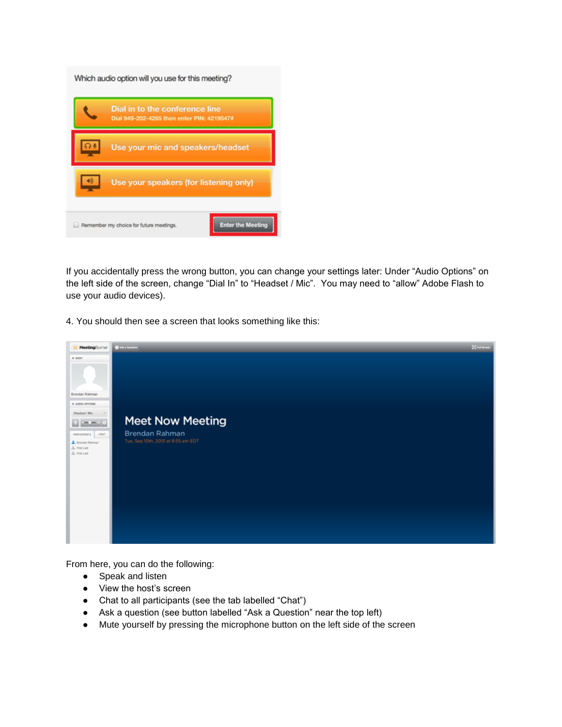If you accidentally press the wrong button, you can change your settings later: Under "Audio Options" on the left side of the screen, change "Dial In" to "Headset / Mic". You may need to "allow" Adobe Flash to use your audio devices).

4. You should then see a screen that looks something like this:

From here, you can do the following:

- Speak and listen
- View the host's screen
- Chat to all participants (see the tab labelled "Chat")
- Ask a question (see button labelled "Ask a Question" near the top left)
- Mute yourself by pressing the microphone button on the left side of the screen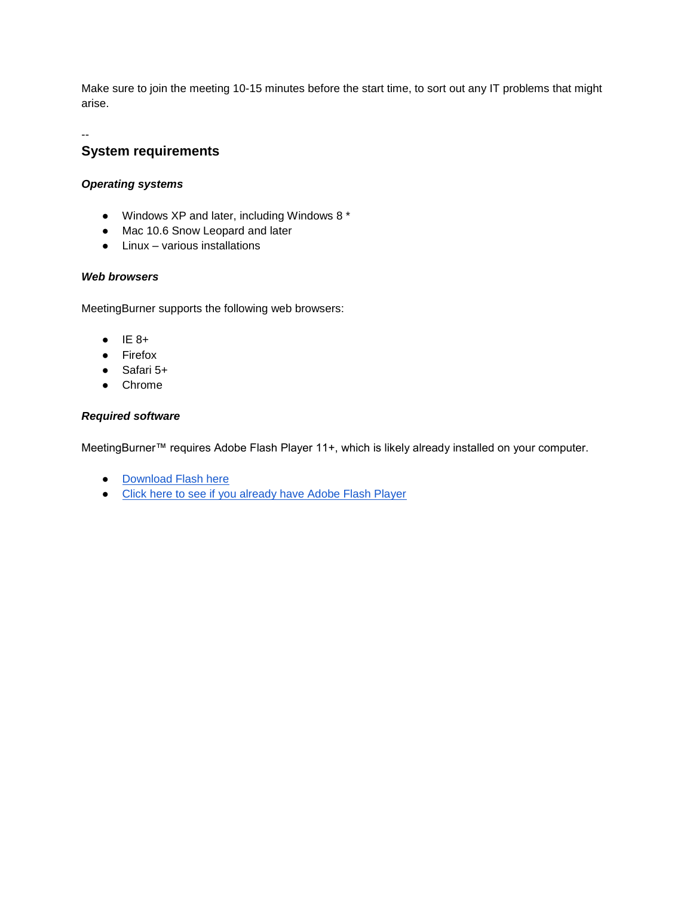Make sure to join the meeting 10-15 minutes before the start time, to sort out any IT problems that might arise.

--

## System requirements

### ***Operating systems***

- Windows XP and later, including Windows 8 *
- Mac 10.6 Snow Leopard and later
- Linux – various installations

### ***Web browsers***

MeetingBurner supports the following web browsers:

- IE 8+
- Firefox
- Safari 5+
- Chrome

### ***Required software***

MeetingBurner™ requires Adobe Flash Player 11+, which is likely already installed on your computer.

- Download Flash here
- Click here to see if you already have Adobe Flash Player